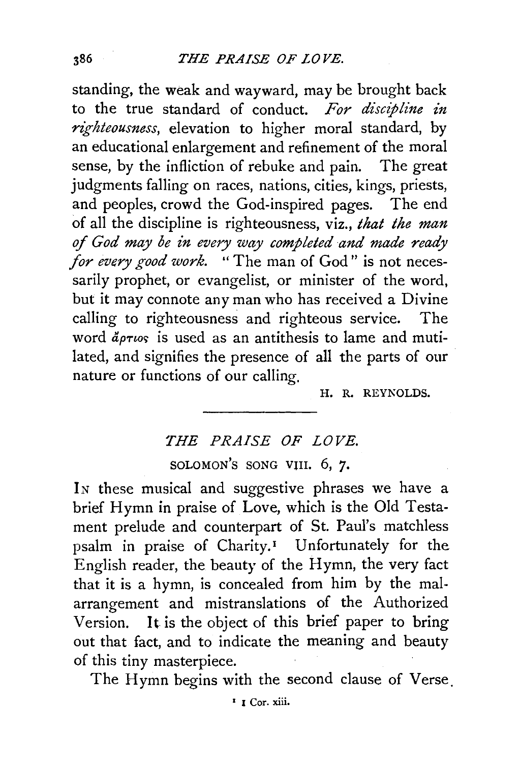standing, the weak and wayward, may be brought back to the true standard of conduct. *For discipline in righteousness*, elevation to higher moral standard, by an educational enlargement and refinement of the moral sense, by the infliction of rebuke and pain. The great judgments falling on races, nations, cities, kings, priests, and peoples, crowd the God-inspired pages. The end of all the discipline is righteousness, viz., *that the man of God may be in every way completed and made ready for every good work.* "The man of God" is not necessarily prophet, or evangelist, or minister of the word, but it may connote any man who has received a Divine calling to righteousness and righteous service. The word ἄρτιος is used as an antithesis to lame and mutilated, and signifies the presence of all the parts of our nature or functions of our calling.

H. R. REYNOLDS.

---

## *THE PRAISE OF LOVE.*

SOLOMON'S SONG VIII. 6, 7.

IN these musical and suggestive phrases we have a brief Hymn in praise of Love, which is the Old Testament prelude and counterpart of St. Paul's matchless psalm in praise of Charity.[1] Unfortunately for the English reader, the beauty of the Hymn, the very fact that it is a hymn, is concealed from him by the malarrangement and mistranslations of the Authorized Version. It is the object of this brief paper to bring out that fact, and to indicate the meaning and beauty of this tiny masterpiece.

The Hymn begins with the second clause of Verse

[1] 1 Cor. xiii.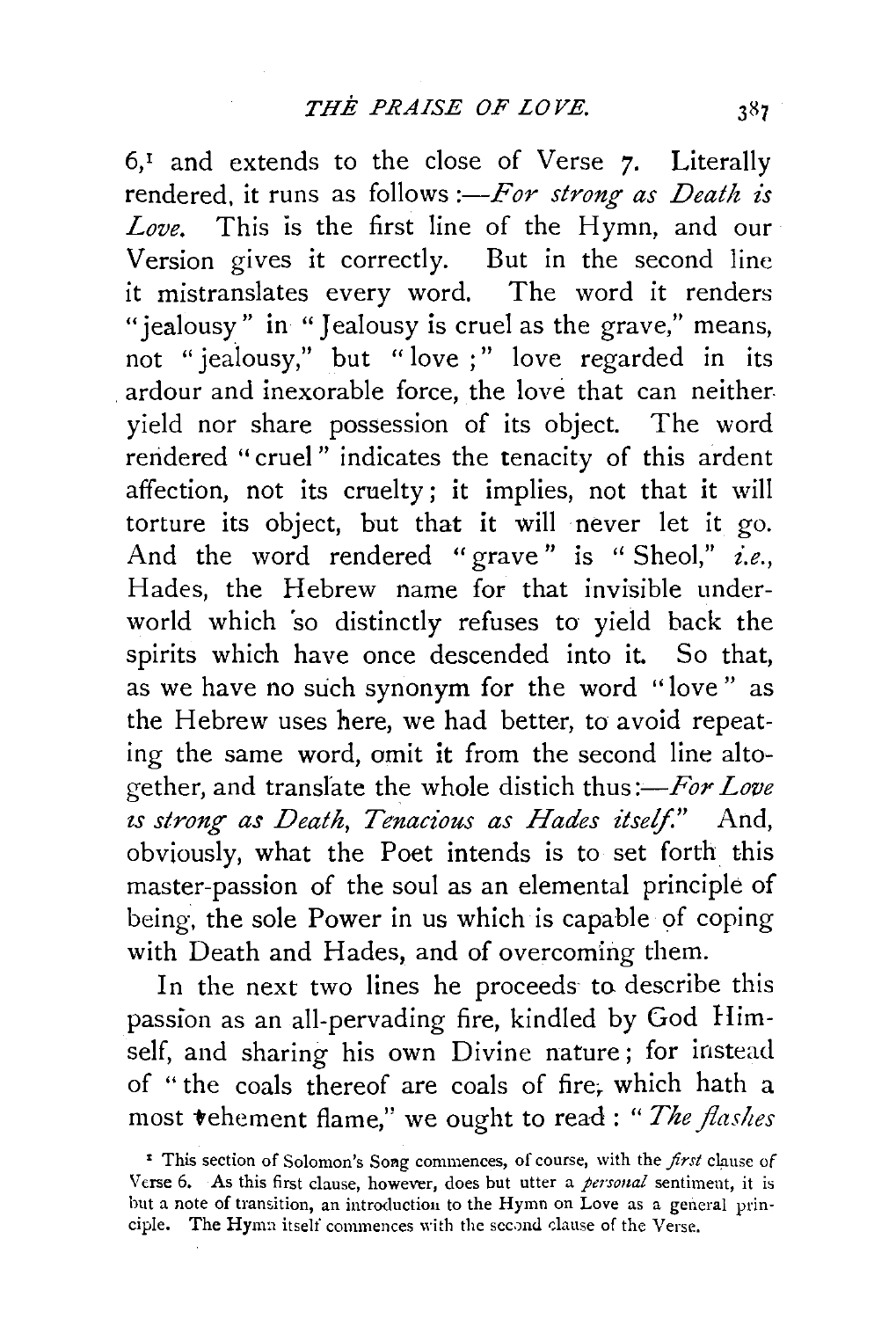6,[1] and extends to the close of Verse 7. Literally rendered, it runs as follows :—*For strong as Death is Love.* This is the first line of the Hymn, and our Version gives it correctly. But in the second line it mistranslates every word. The word it renders "jealousy" in "Jealousy is cruel as the grave," means, not "jealousy," but "love ;" love regarded in its ardour and inexorable force, the love that can neither yield nor share possession of its object. The word rendered "cruel" indicates the tenacity of this ardent affection, not its cruelty; it implies, not that it will torture its object, but that it will never let it go. And the word rendered "grave" is "Sheol," *i.e.*, Hades, the Hebrew name for that invisible underworld which so distinctly refuses to yield back the spirits which have once descended into it. So that, as we have no such synonym for the word "love" as the Hebrew uses here, we had better, to avoid repeating the same word, omit it from the second line altogether, and translate the whole distich thus:—*For Love is strong as Death, Tenacious as Hades itself.*" And, obviously, what the Poet intends is to set forth this master-passion of the soul as an elemental principle of being, the sole Power in us which is capable of coping with Death and Hades, and of overcoming them.

In the next two lines he proceeds to describe this passion as an all-pervading fire, kindled by God Himself, and sharing his own Divine nature; for instead of "the coals thereof are coals of fire, which hath a most vehement flame," we ought to read : "*The flashes*

[1] This section of Solomon's Song commences, of course, with the *first* clause of Verse 6. As this first clause, however, does but utter a *personal* sentiment, it is but a note of transition, an introduction to the Hymn on Love as a general principle. The Hymn itself commences with the second clause of the Verse.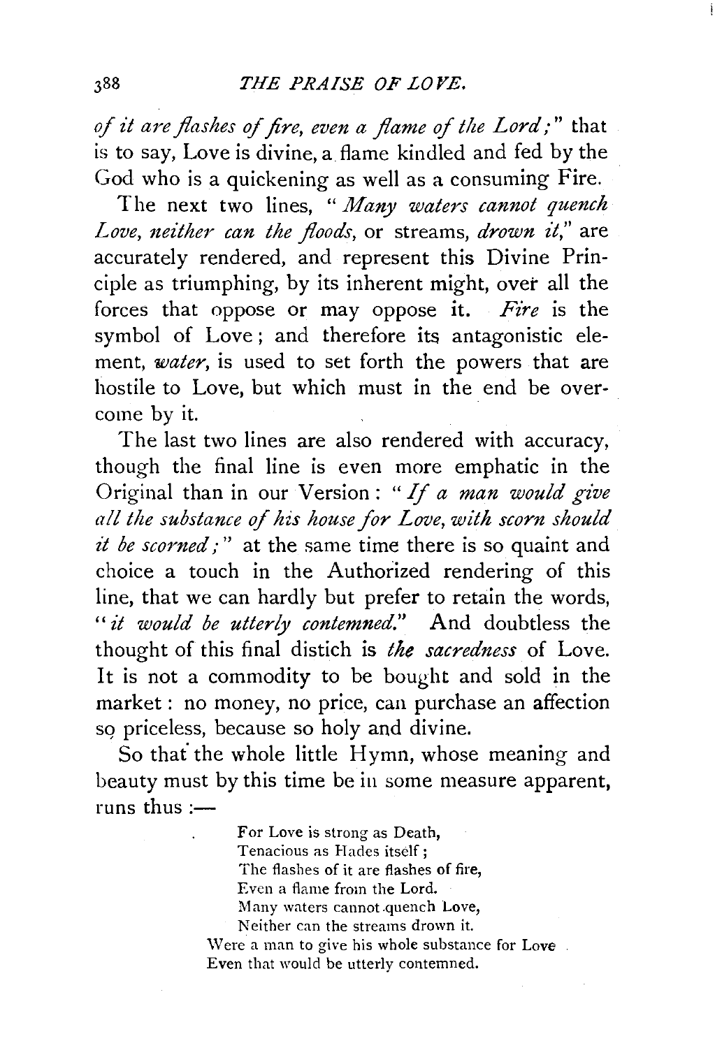*of it are flashes of fire, even a flame of the Lord;*" that is to say, Love is divine, a flame kindled and fed by the God who is a quickening as well as a consuming Fire.

The next two lines, "*Many waters cannot quench Love, neither can the floods*, or streams, *drown it*," are accurately rendered, and represent this Divine Principle as triumphing, by its inherent might, over all the forces that oppose or may oppose it. *Fire* is the symbol of Love; and therefore its antagonistic element, *water*, is used to set forth the powers that are hostile to Love, but which must in the end be overcome by it.

The last two lines are also rendered with accuracy, though the final line is even more emphatic in the Original than in our Version: "*If a man would give all the substance of his house for Love, with scorn should it be scorned;*" at the same time there is so quaint and choice a touch in the Authorized rendering of this line, that we can hardly but prefer to retain the words, "*it would be utterly contemned.*" And doubtless the thought of this final distich is *the sacredness* of Love. It is not a commodity to be bought and sold in the market: no money, no price, can purchase an affection so priceless, because so holy and divine.

So that the whole little Hymn, whose meaning and beauty must by this time be in some measure apparent, runs thus:—

> For Love is strong as Death,
> Tenacious as Hades itself;
> The flashes of it are flashes of fire,
> Even a flame from the Lord.
> Many waters cannot quench Love,
> Neither can the streams drown it.
> Were a man to give his whole substance for Love
> Even that would be utterly contemned.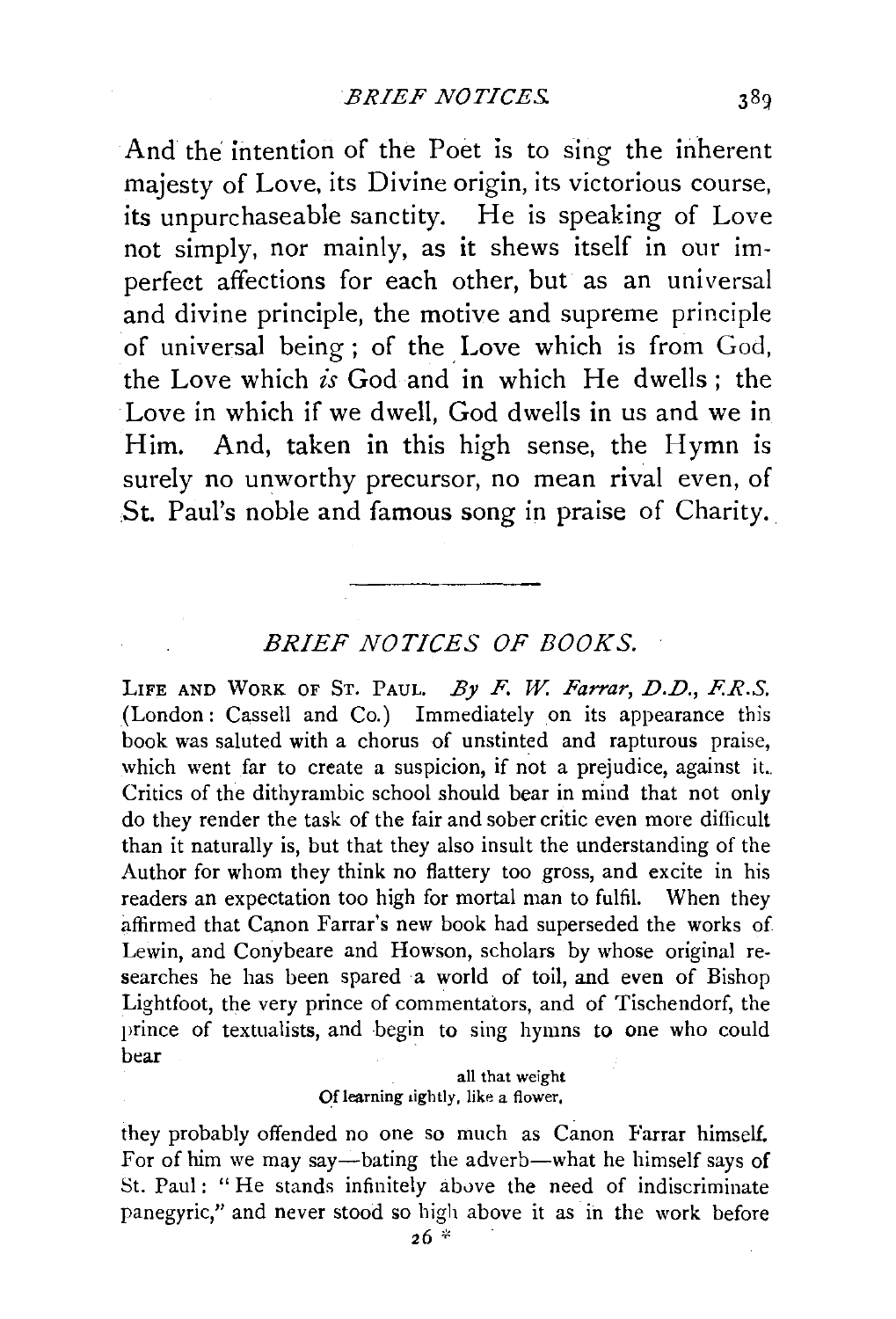And the intention of the Poet is to sing the inherent majesty of Love, its Divine origin, its victorious course, its unpurchaseable sanctity. He is speaking of Love not simply, nor mainly, as it shews itself in our imperfect affections for each other, but as an universal and divine principle, the motive and supreme principle of universal being; of the Love which is from God, the Love which *is* God and in which He dwells; the Love in which if we dwell, God dwells in us and we in Him. And, taken in this high sense, the Hymn is surely no unworthy precursor, no mean rival even, of St. Paul's noble and famous song in praise of Charity.

---

## *BRIEF NOTICES OF BOOKS.*

LIFE AND WORK OF ST. PAUL. *By F. W. Farrar, D.D., F.R.S.* (London: Cassell and Co.) Immediately on its appearance this book was saluted with a chorus of unstinted and rapturous praise, which went far to create a suspicion, if not a prejudice, against it. Critics of the dithyrambic school should bear in mind that not only do they render the task of the fair and sober critic even more difficult than it naturally is, but that they also insult the understanding of the Author for whom they think no flattery too gross, and excite in his readers an expectation too high for mortal man to fulfil. When they affirmed that Canon Farrar's new book had superseded the works of Lewin, and Conybeare and Howson, scholars by whose original researches he has been spared a world of toil, and even of Bishop Lightfoot, the very prince of commentators, and of Tischendorf, the prince of textualists, and begin to sing hymns to one who could bear

> all that weight
> Of learning lightly, like a flower,

they probably offended no one so much as Canon Farrar himself. For of him we may say—bating the adverb—what he himself says of St. Paul: "He stands infinitely above the need of indiscriminate panegyric," and never stood so high above it as in the work before